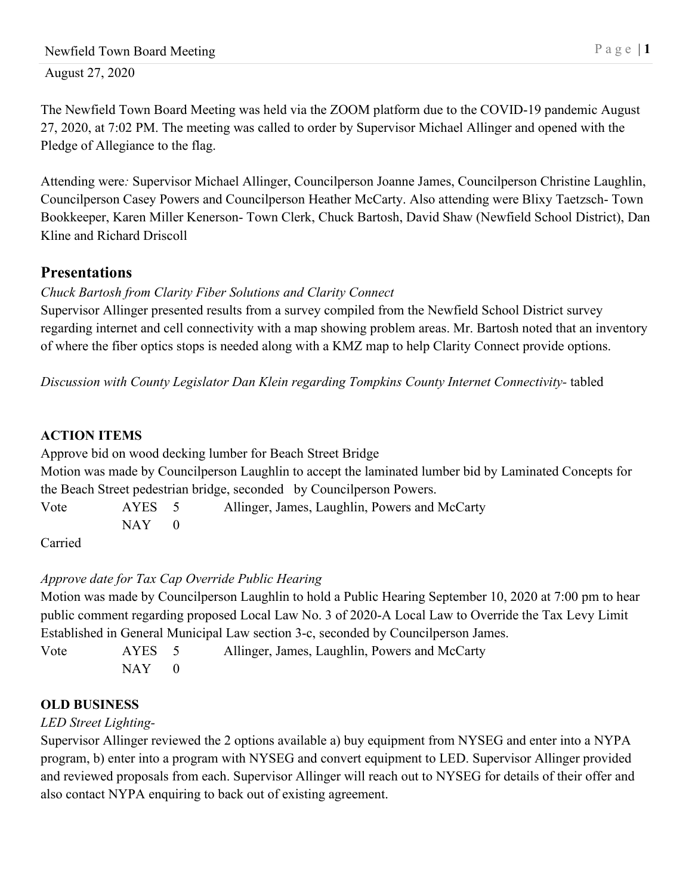Newfield Town Board Meeting

August 27, 2020

The Newfield Town Board Meeting was held via the ZOOM platform due to the COVID-19 pandemic August 27, 2020, at 7:02 PM. The meeting was called to order by Supervisor Michael Allinger and opened with the Pledge of Allegiance to the flag.

Attending were*:* Supervisor Michael Allinger, Councilperson Joanne James, Councilperson Christine Laughlin, Councilperson Casey Powers and Councilperson Heather McCarty. Also attending were Blixy Taetzsch- Town Bookkeeper, Karen Miller Kenerson- Town Clerk, Chuck Bartosh, David Shaw (Newfield School District), Dan Kline and Richard Driscoll

## Presentations

*Chuck Bartosh from Clarity Fiber Solutions and Clarity Connect*

Supervisor Allinger presented results from a survey compiled from the Newfield School District survey regarding internet and cell connectivity with a map showing problem areas. Mr. Bartosh noted that an inventory of where the fiber optics stops is needed along with a KMZ map to help Clarity Connect provide options.

*Discussion with County Legislator Dan Klein regarding Tompkins County Internet Connectivity*- tabled

**ACTION ITEMS**

Approve bid on wood decking lumber for Beach Street Bridge

Motion was made by Councilperson Laughlin to accept the laminated lumber bid by Laminated Concepts for the Beach Street pedestrian bridge, seconded by Councilperson Powers.

| | | | |
|---|---|---|---|
| Vote | AYES | 5 | Allinger, James, Laughlin, Powers and McCarty |
| | NAY | 0 | |

Carried

*Approve date for Tax Cap Override Public Hearing*

Motion was made by Councilperson Laughlin to hold a Public Hearing September 10, 2020 at 7:00 pm to hear public comment regarding proposed Local Law No. 3 of 2020-A Local Law to Override the Tax Levy Limit Established in General Municipal Law section 3-c, seconded by Councilperson James.

| | | | |
|---|---|---|---|
| Vote | AYES | 5 | Allinger, James, Laughlin, Powers and McCarty |
| | NAY | 0 | |

**OLD BUSINESS**

*LED Street Lighting-*

Supervisor Allinger reviewed the 2 options available a) buy equipment from NYSEG and enter into a NYPA program, b) enter into a program with NYSEG and convert equipment to LED. Supervisor Allinger provided and reviewed proposals from each. Supervisor Allinger will reach out to NYSEG for details of their offer and also contact NYPA enquiring to back out of existing agreement.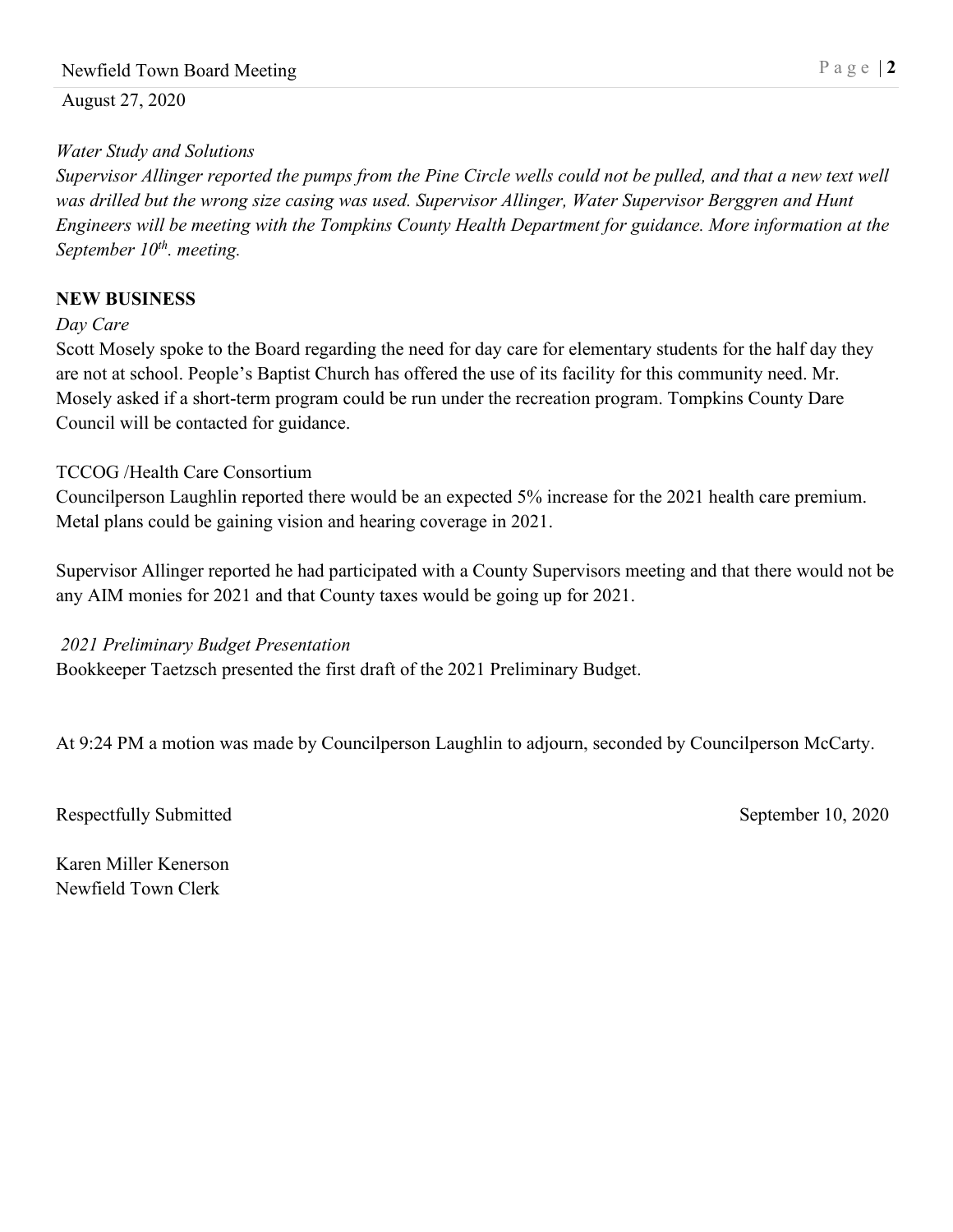*Water Study and Solutions*

*Supervisor Allinger reported the pumps from the Pine Circle wells could not be pulled, and that a new text well was drilled but the wrong size casing was used. Supervisor Allinger, Water Supervisor Berggren and Hunt Engineers will be meeting with the Tompkins County Health Department for guidance. More information at the September 10th. meeting.*

**NEW BUSINESS**

*Day Care*

Scott Mosely spoke to the Board regarding the need for day care for elementary students for the half day they are not at school. People's Baptist Church has offered the use of its facility for this community need. Mr. Mosely asked if a short-term program could be run under the recreation program. Tompkins County Dare Council will be contacted for guidance.

TCCOG /Health Care Consortium

Councilperson Laughlin reported there would be an expected 5% increase for the 2021 health care premium. Metal plans could be gaining vision and hearing coverage in 2021.

Supervisor Allinger reported he had participated with a County Supervisors meeting and that there would not be any AIM monies for 2021 and that County taxes would be going up for 2021.

*2021 Preliminary Budget Presentation*

Bookkeeper Taetzsch presented the first draft of the 2021 Preliminary Budget.

At 9:24 PM a motion was made by Councilperson Laughlin to adjourn, seconded by Councilperson McCarty.

Respectfully Submitted

September 10, 2020

Karen Miller Kenerson
Newfield Town Clerk